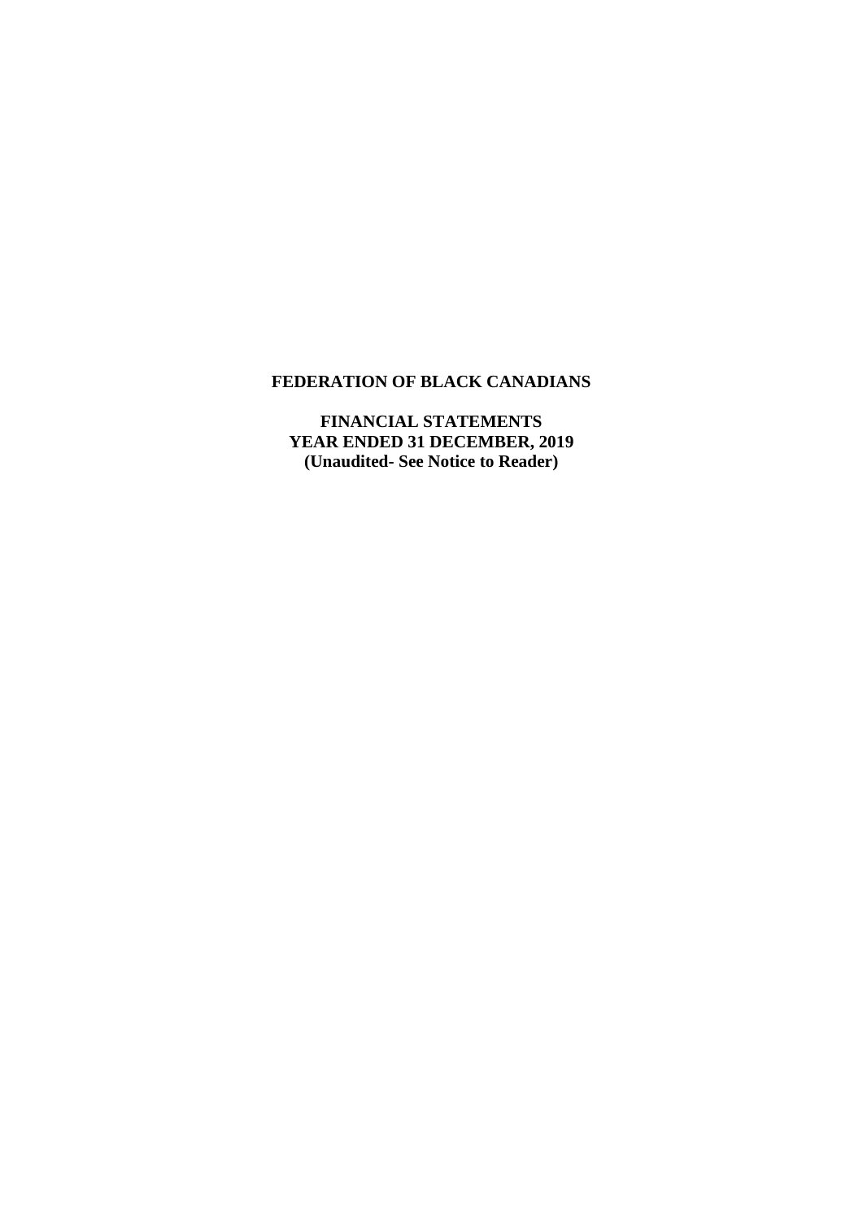# FEDERATION OF BLACK CANADIANS

**FINANCIAL STATEMENTS**
**YEAR ENDED 31 DECEMBER, 2019**
**(Unaudited- See Notice to Reader)**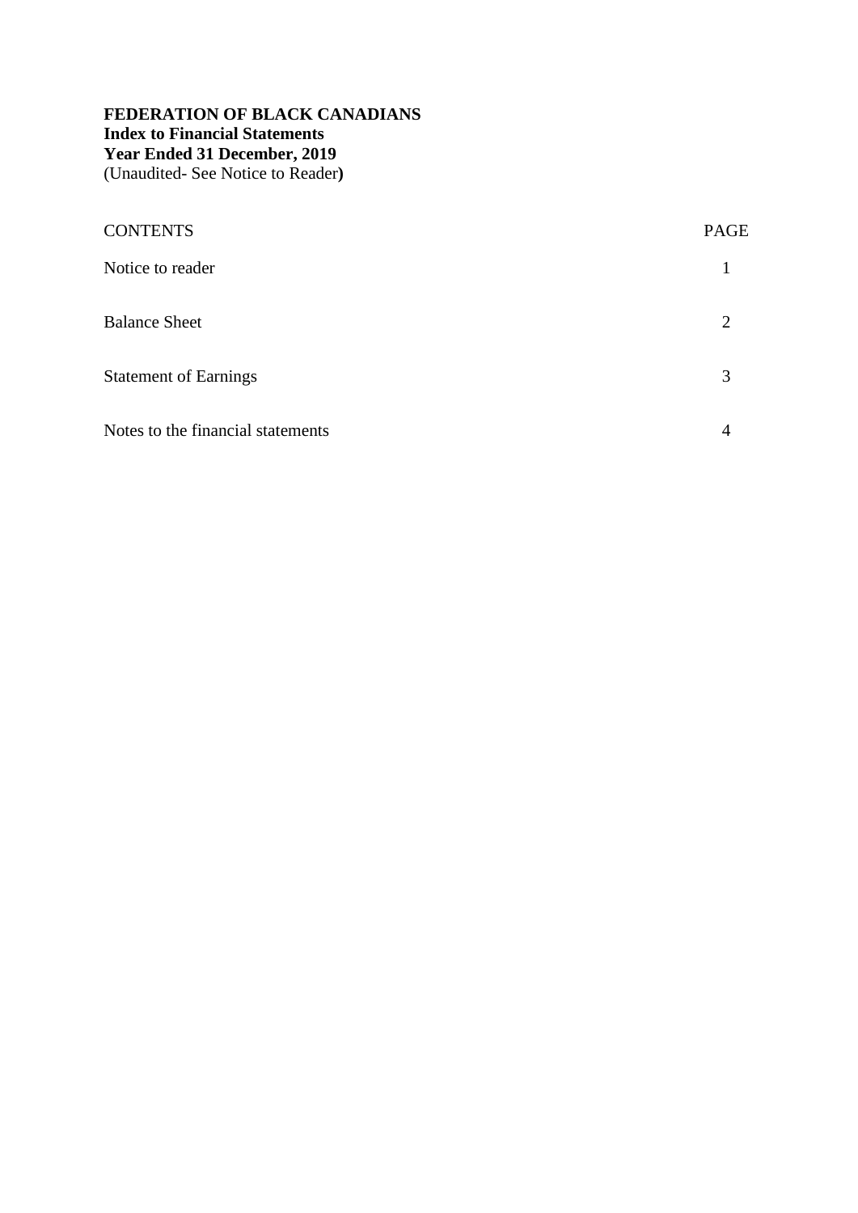**FEDERATION OF BLACK CANADIANS**
**Index to Financial Statements**
**Year Ended 31 December, 2019**
(Unaudited- See Notice to Reader)

| CONTENTS | PAGE |
| --- | --- |
| Notice to reader | 1 |
| Balance Sheet | 2 |
| Statement of Earnings | 3 |
| Notes to the financial statements | 4 |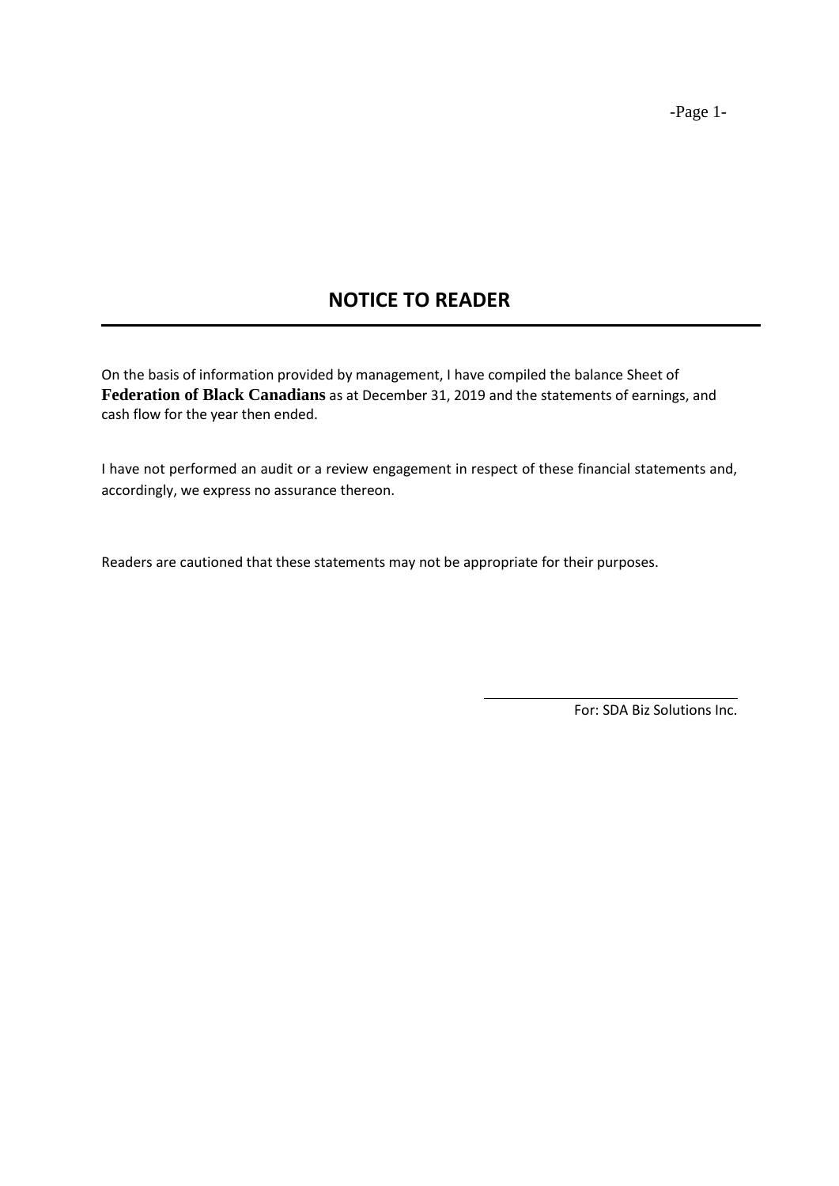# NOTICE TO READER

On the basis of information provided by management, I have compiled the balance Sheet of **Federation of Black Canadians** as at December 31, 2019 and the statements of earnings, and cash flow for the year then ended.

I have not performed an audit or a review engagement in respect of these financial statements and, accordingly, we express no assurance thereon.

Readers are cautioned that these statements may not be appropriate for their purposes.

For: SDA Biz Solutions Inc.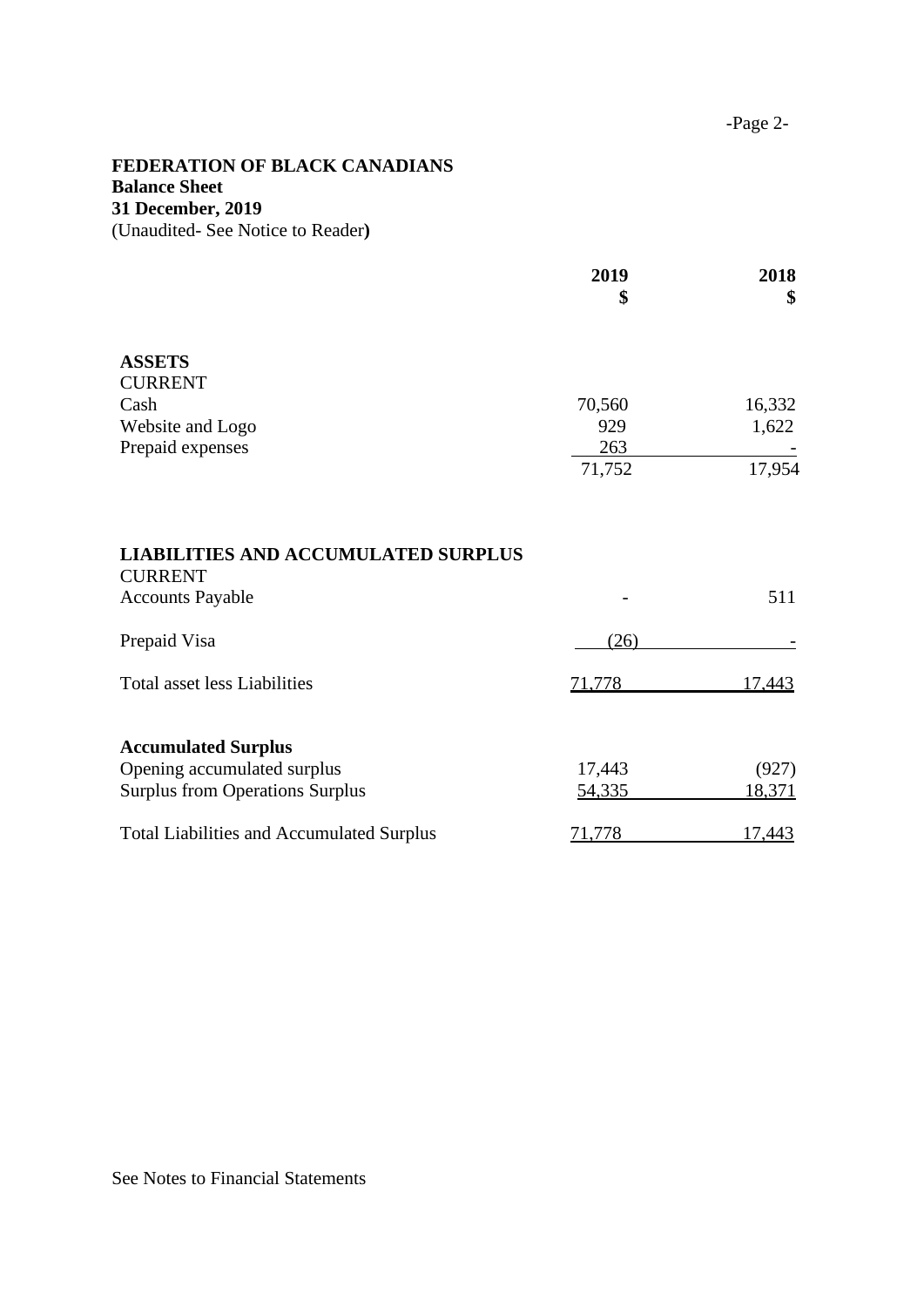**FEDERATION OF BLACK CANADIANS**
**Balance Sheet**
**31 December, 2019**
(Unaudited- See Notice to Reader**)**

| | **2019** | **2018** |
|---|---|---|
| | **$** | **$** |
| **ASSETS** | | |
| CURRENT | | |
| Cash | 70,560 | 16,332 |
| Website and Logo | 929 | 1,622 |
| Prepaid expenses | 263 | - |
| | 71,752 | 17,954 |
| **LIABILITIES AND ACCUMULATED SURPLUS** | | |
| CURRENT | | |
| Accounts Payable | - | 511 |
| Prepaid Visa | (26) | - |
| Total asset less Liabilities | 71,778 | 17,443 |
| **Accumulated Surplus** | | |
| Opening accumulated surplus | 17,443 | (927) |
| Surplus from Operations Surplus | 54,335 | 18,371 |
| Total Liabilities and Accumulated Surplus | 71,778 | 17,443 |

See Notes to Financial Statements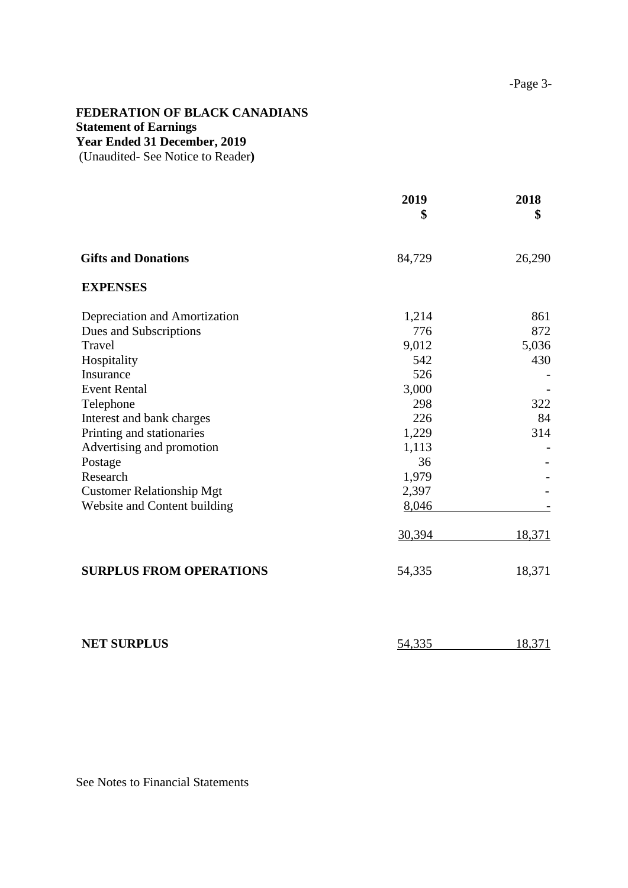**FEDERATION OF BLACK CANADIANS**
**Statement of Earnings**
**Year Ended 31 December, 2019**
(Unaudited- See Notice to Reader**)**

| | **2019** **$** | **2018** **$** |
|---|---:|---:|
| **Gifts and Donations** | 84,729 | 26,290 |
| **EXPENSES** | | |
| Depreciation and Amortization | 1,214 | 861 |
| Dues and Subscriptions | 776 | 872 |
| Travel | 9,012 | 5,036 |
| Hospitality | 542 | 430 |
| Insurance | 526 | - |
| Event Rental | 3,000 | - |
| Telephone | 298 | 322 |
| Interest and bank charges | 226 | 84 |
| Printing and stationaries | 1,229 | 314 |
| Advertising and promotion | 1,113 | - |
| Postage | 36 | - |
| Research | 1,979 | - |
| Customer Relationship Mgt | 2,397 | - |
| Website and Content building | 8,046 | - |
| | 30,394 | 18,371 |
| **SURPLUS FROM OPERATIONS** | 54,335 | 18,371 |
| **NET SURPLUS** | 54,335 | 18,371 |

See Notes to Financial Statements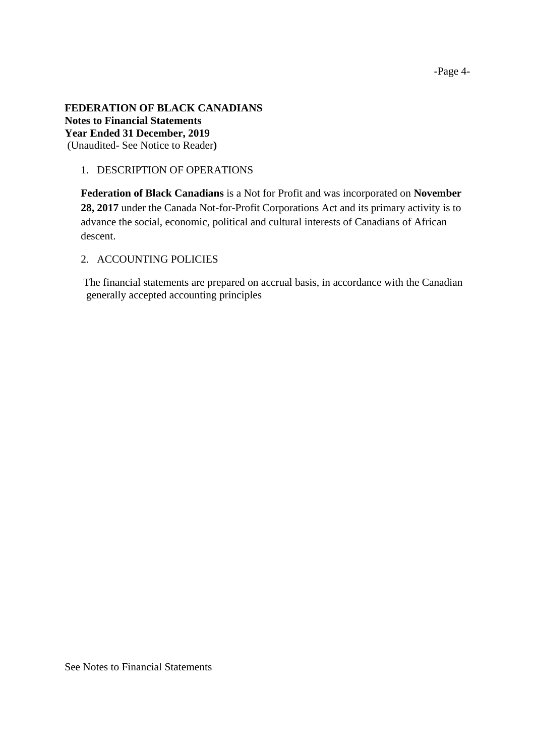**FEDERATION OF BLACK CANADIANS**
**Notes to Financial Statements**
**Year Ended 31 December, 2019**
(Unaudited- See Notice to Reader**)**

1. DESCRIPTION OF OPERATIONS

**Federation of Black Canadians** is a Not for Profit and was incorporated on **November 28, 2017** under the Canada Not-for-Profit Corporations Act and its primary activity is to advance the social, economic, political and cultural interests of Canadians of African descent.

2. ACCOUNTING POLICIES

The financial statements are prepared on accrual basis, in accordance with the Canadian generally accepted accounting principles

See Notes to Financial Statements